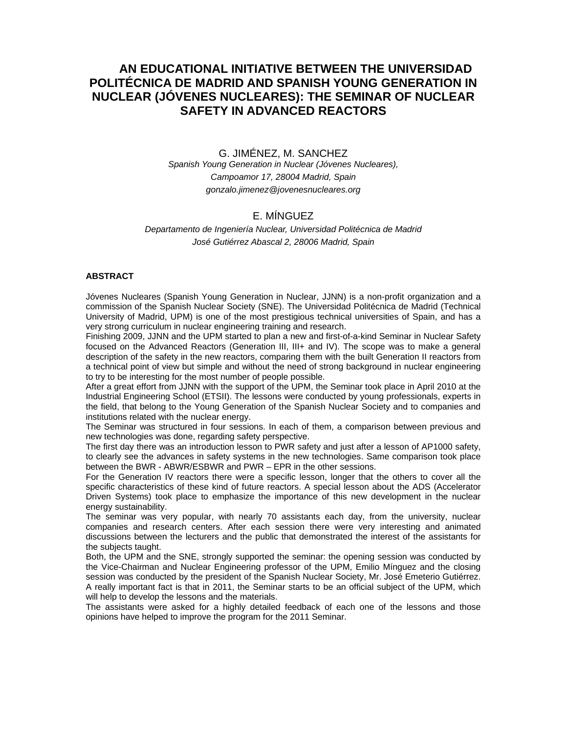# AN EDUCATIONAL INITIATIVE BETWEEN THE UNIVERSIDAD POLITÉCNICA DE MADRID AND SPANISH YOUNG GENERATION IN NUCLEAR (JÓVENES NUCLEARES): THE SEMINAR OF NUCLEAR SAFETY IN ADVANCED REACTORS

G. JIMÉNEZ, M. SANCHEZ

*Spanish Young Generation in Nuclear (Jóvenes Nucleares),*
*Campoamor 17, 28004 Madrid, Spain*
*gonzalo.jimenez@jovenesnucleares.org*

E. MÍNGUEZ

*Departamento de Ingeniería Nuclear, Universidad Politécnica de Madrid*
*José Gutiérrez Abascal 2, 28006 Madrid, Spain*

## ABSTRACT

Jóvenes Nucleares (Spanish Young Generation in Nuclear, JJNN) is a non-profit organization and a commission of the Spanish Nuclear Society (SNE). The Universidad Politécnica de Madrid (Technical University of Madrid, UPM) is one of the most prestigious technical universities of Spain, and has a very strong curriculum in nuclear engineering training and research.

Finishing 2009, JJNN and the UPM started to plan a new and first-of-a-kind Seminar in Nuclear Safety focused on the Advanced Reactors (Generation III, III+ and IV). The scope was to make a general description of the safety in the new reactors, comparing them with the built Generation II reactors from a technical point of view but simple and without the need of strong background in nuclear engineering to try to be interesting for the most number of people possible.

After a great effort from JJNN with the support of the UPM, the Seminar took place in April 2010 at the Industrial Engineering School (ETSII). The lessons were conducted by young professionals, experts in the field, that belong to the Young Generation of the Spanish Nuclear Society and to companies and institutions related with the nuclear energy.

The Seminar was structured in four sessions. In each of them, a comparison between previous and new technologies was done, regarding safety perspective.

The first day there was an introduction lesson to PWR safety and just after a lesson of AP1000 safety, to clearly see the advances in safety systems in the new technologies. Same comparison took place between the BWR - ABWR/ESBWR and PWR – EPR in the other sessions.

For the Generation IV reactors there were a specific lesson, longer that the others to cover all the specific characteristics of these kind of future reactors. A special lesson about the ADS (Accelerator Driven Systems) took place to emphasize the importance of this new development in the nuclear energy sustainability.

The seminar was very popular, with nearly 70 assistants each day, from the university, nuclear companies and research centers. After each session there were very interesting and animated discussions between the lecturers and the public that demonstrated the interest of the assistants for the subjects taught.

Both, the UPM and the SNE, strongly supported the seminar: the opening session was conducted by the Vice-Chairman and Nuclear Engineering professor of the UPM, Emilio Mínguez and the closing session was conducted by the president of the Spanish Nuclear Society, Mr. José Emeterio Gutiérrez.

A really important fact is that in 2011, the Seminar starts to be an official subject of the UPM, which will help to develop the lessons and the materials.

The assistants were asked for a highly detailed feedback of each one of the lessons and those opinions have helped to improve the program for the 2011 Seminar.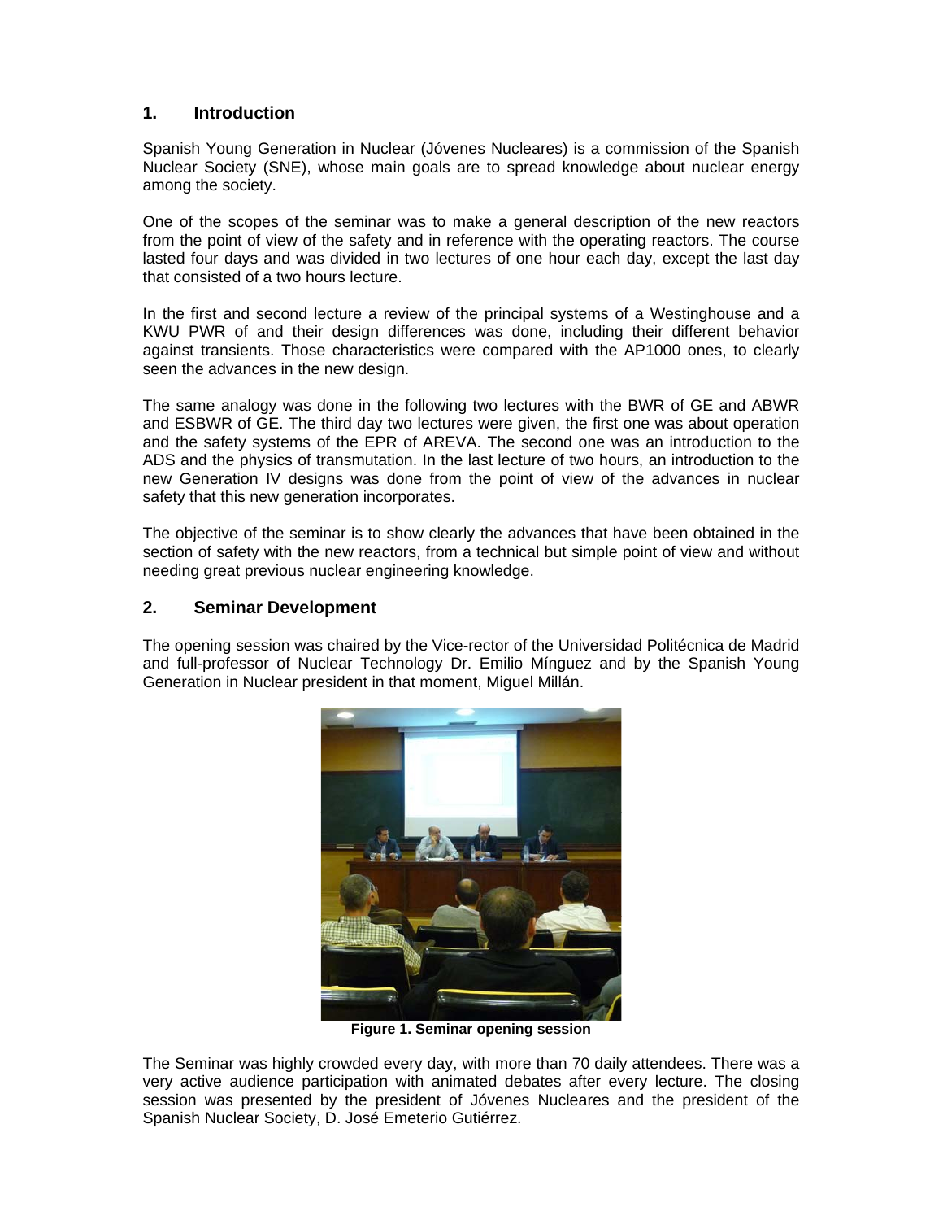## 1. Introduction

Spanish Young Generation in Nuclear (Jóvenes Nucleares) is a commission of the Spanish Nuclear Society (SNE), whose main goals are to spread knowledge about nuclear energy among the society.

One of the scopes of the seminar was to make a general description of the new reactors from the point of view of the safety and in reference with the operating reactors. The course lasted four days and was divided in two lectures of one hour each day, except the last day that consisted of a two hours lecture.

In the first and second lecture a review of the principal systems of a Westinghouse and a KWU PWR of and their design differences was done, including their different behavior against transients. Those characteristics were compared with the AP1000 ones, to clearly seen the advances in the new design.

The same analogy was done in the following two lectures with the BWR of GE and ABWR and ESBWR of GE. The third day two lectures were given, the first one was about operation and the safety systems of the EPR of AREVA. The second one was an introduction to the ADS and the physics of transmutation. In the last lecture of two hours, an introduction to the new Generation IV designs was done from the point of view of the advances in nuclear safety that this new generation incorporates.

The objective of the seminar is to show clearly the advances that have been obtained in the section of safety with the new reactors, from a technical but simple point of view and without needing great previous nuclear engineering knowledge.

## 2. Seminar Development

The opening session was chaired by the Vice-rector of the Universidad Politécnica de Madrid and full-professor of Nuclear Technology Dr. Emilio Mínguez and by the Spanish Young Generation in Nuclear president in that moment, Miguel Millán.

**Figure 1. Seminar opening session**

The Seminar was highly crowded every day, with more than 70 daily attendees. There was a very active audience participation with animated debates after every lecture. The closing session was presented by the president of Jóvenes Nucleares and the president of the Spanish Nuclear Society, D. José Emeterio Gutiérrez.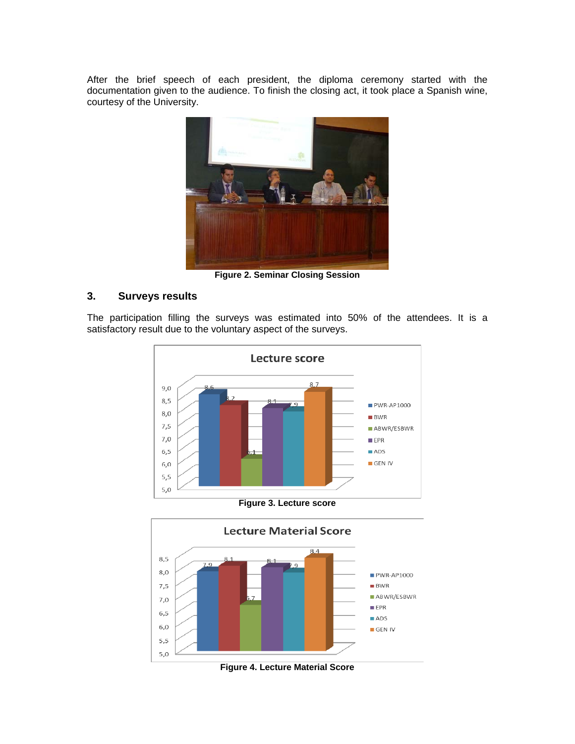After the brief speech of each president, the diploma ceremony started with the documentation given to the audience. To finish the closing act, it took place a Spanish wine, courtesy of the University.

Figure 2. Seminar Closing Session

## 3. Surveys results

The participation filling the surveys was estimated into 50% of the attendees. It is a satisfactory result due to the voluntary aspect of the surveys.

Figure 3. Lecture score

Figure 4. Lecture Material Score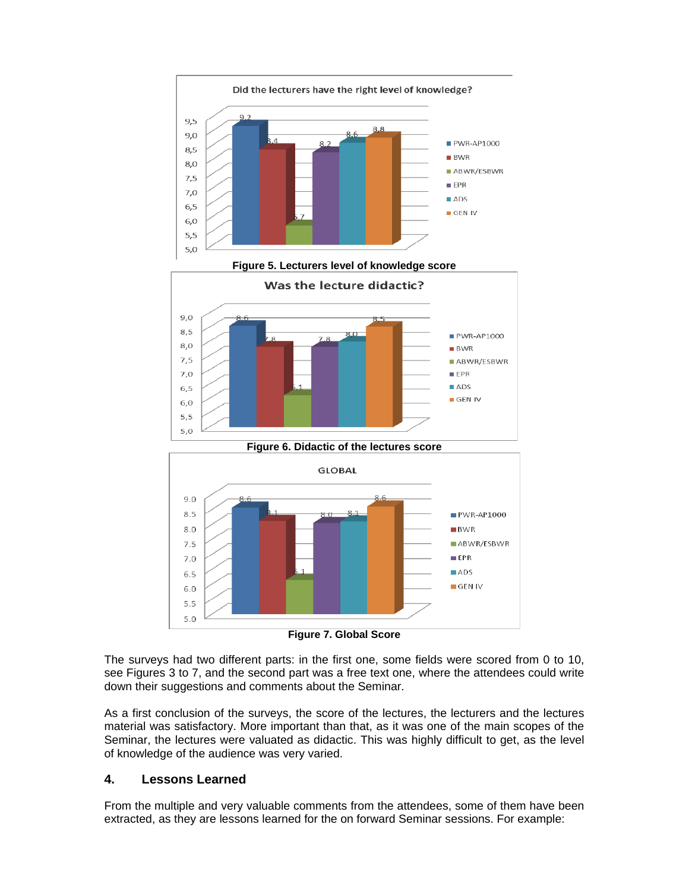Figure 5. Lecturers level of knowledge score

Figure 6. Didactic of the lectures score

Figure 7. Global Score

The surveys had two different parts: in the first one, some fields were scored from 0 to 10, see Figures 3 to 7, and the second part was a free text one, where the attendees could write down their suggestions and comments about the Seminar.

As a first conclusion of the surveys, the score of the lectures, the lecturers and the lectures material was satisfactory. More important than that, as it was one of the main scopes of the Seminar, the lectures were valuated as didactic. This was highly difficult to get, as the level of knowledge of the audience was very varied.

## 4. Lessons Learned

From the multiple and very valuable comments from the attendees, some of them have been extracted, as they are lessons learned for the on forward Seminar sessions. For example: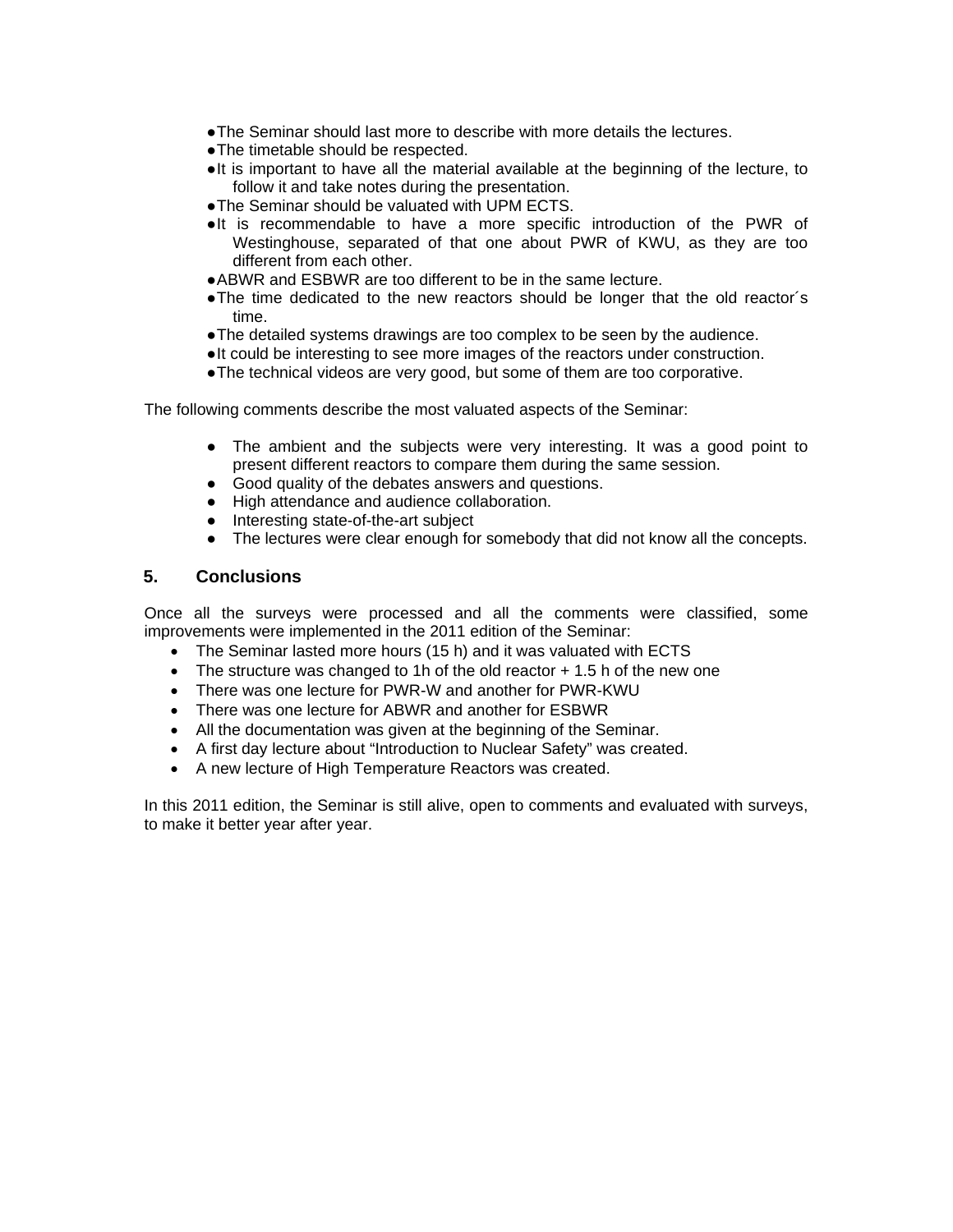- The Seminar should last more to describe with more details the lectures.
- The timetable should be respected.
- It is important to have all the material available at the beginning of the lecture, to follow it and take notes during the presentation.
- The Seminar should be valuated with UPM ECTS.
- It is recommendable to have a more specific introduction of the PWR of Westinghouse, separated of that one about PWR of KWU, as they are too different from each other.
- ABWR and ESBWR are too different to be in the same lecture.
- The time dedicated to the new reactors should be longer that the old reactor´s time.
- The detailed systems drawings are too complex to be seen by the audience.
- It could be interesting to see more images of the reactors under construction.
- The technical videos are very good, but some of them are too corporative.

The following comments describe the most valuated aspects of the Seminar:

- The ambient and the subjects were very interesting. It was a good point to present different reactors to compare them during the same session.
- Good quality of the debates answers and questions.
- High attendance and audience collaboration.
- Interesting state-of-the-art subject
- The lectures were clear enough for somebody that did not know all the concepts.

## 5. Conclusions

Once all the surveys were processed and all the comments were classified, some improvements were implemented in the 2011 edition of the Seminar:

- The Seminar lasted more hours (15 h) and it was valuated with ECTS
- The structure was changed to 1h of the old reactor + 1.5 h of the new one
- There was one lecture for PWR-W and another for PWR-KWU
- There was one lecture for ABWR and another for ESBWR
- All the documentation was given at the beginning of the Seminar.
- A first day lecture about “Introduction to Nuclear Safety” was created.
- A new lecture of High Temperature Reactors was created.

In this 2011 edition, the Seminar is still alive, open to comments and evaluated with surveys, to make it better year after year.